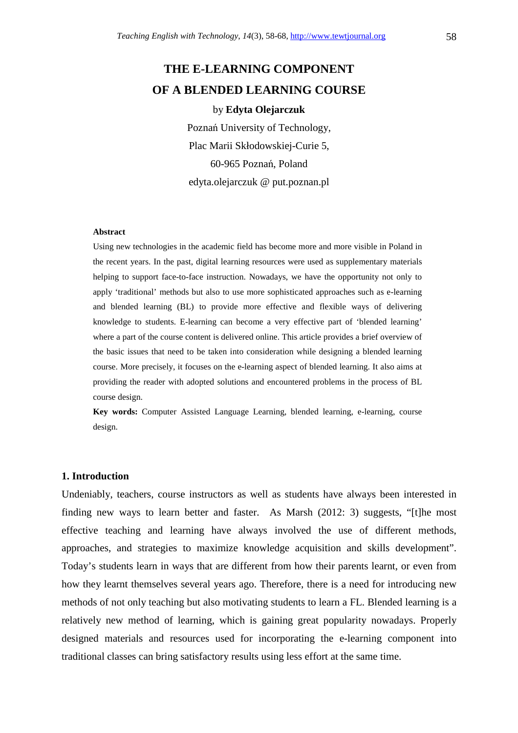# THE E-LEARNING COMPONENT OF A BLENDED LEARNING COURSE

by **Edyta Olejarczuk**

Poznań University of Technology,

Plac Marii Skłodowskiej-Curie 5,

60-965 Poznań, Poland

edyta.olejarczuk @ put.poznan.pl

**Abstract**

Using new technologies in the academic field has become more and more visible in Poland in the recent years. In the past, digital learning resources were used as supplementary materials helping to support face-to-face instruction. Nowadays, we have the opportunity not only to apply 'traditional' methods but also to use more sophisticated approaches such as e-learning and blended learning (BL) to provide more effective and flexible ways of delivering knowledge to students. E-learning can become a very effective part of 'blended learning' where a part of the course content is delivered online. This article provides a brief overview of the basic issues that need to be taken into consideration while designing a blended learning course. More precisely, it focuses on the e-learning aspect of blended learning. It also aims at providing the reader with adopted solutions and encountered problems in the process of BL course design.

**Key words:** Computer Assisted Language Learning, blended learning, e-learning, course design.

## 1. Introduction

Undeniably, teachers, course instructors as well as students have always been interested in finding new ways to learn better and faster. As Marsh (2012: 3) suggests, "[t]he most effective teaching and learning have always involved the use of different methods, approaches, and strategies to maximize knowledge acquisition and skills development". Today's students learn in ways that are different from how their parents learnt, or even from how they learnt themselves several years ago. Therefore, there is a need for introducing new methods of not only teaching but also motivating students to learn a FL. Blended learning is a relatively new method of learning, which is gaining great popularity nowadays. Properly designed materials and resources used for incorporating the e-learning component into traditional classes can bring satisfactory results using less effort at the same time.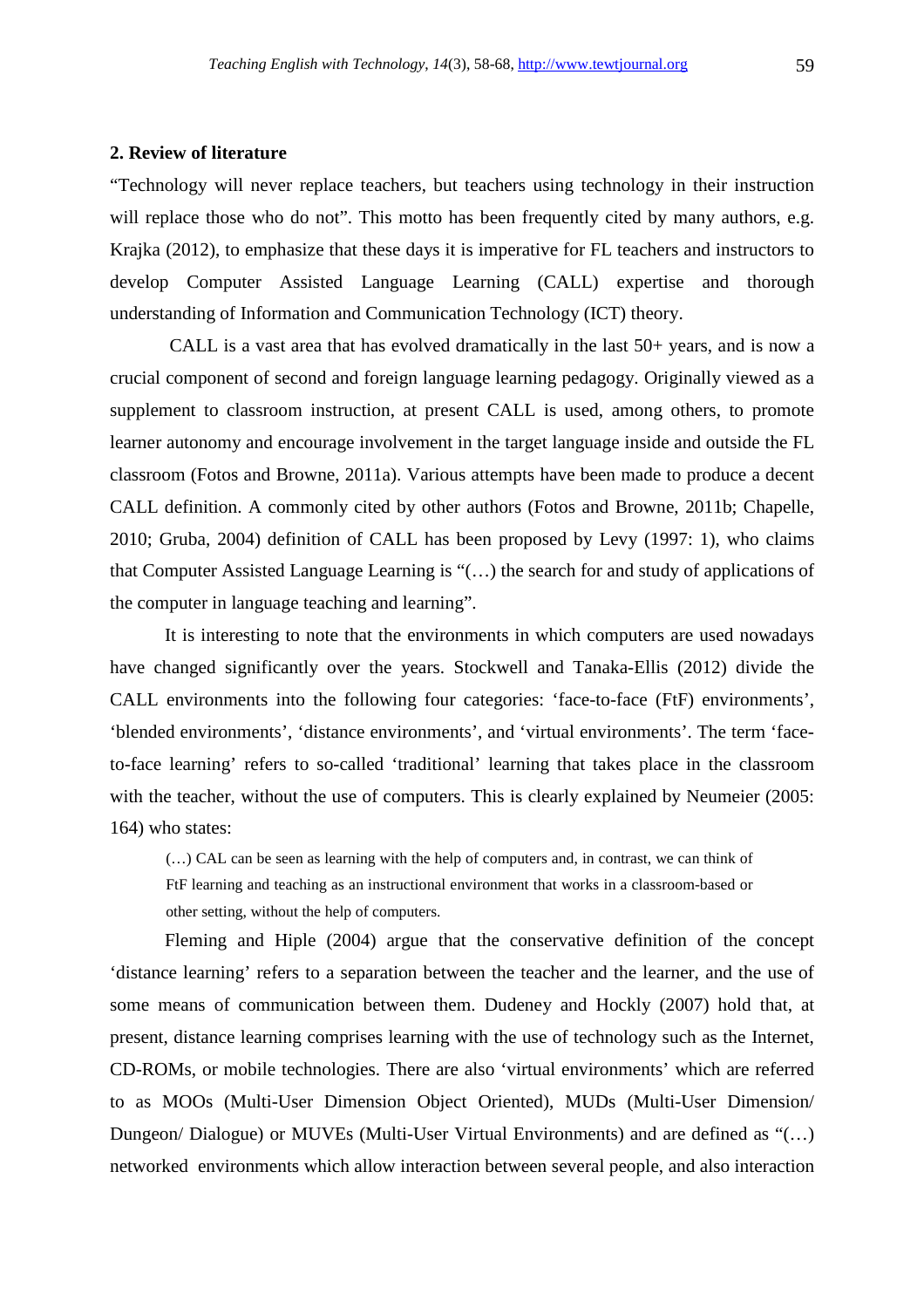## 2. Review of literature

"Technology will never replace teachers, but teachers using technology in their instruction will replace those who do not". This motto has been frequently cited by many authors, e.g. Krajka (2012), to emphasize that these days it is imperative for FL teachers and instructors to develop Computer Assisted Language Learning (CALL) expertise and thorough understanding of Information and Communication Technology (ICT) theory.

CALL is a vast area that has evolved dramatically in the last 50+ years, and is now a crucial component of second and foreign language learning pedagogy. Originally viewed as a supplement to classroom instruction, at present CALL is used, among others, to promote learner autonomy and encourage involvement in the target language inside and outside the FL classroom (Fotos and Browne, 2011a). Various attempts have been made to produce a decent CALL definition. A commonly cited by other authors (Fotos and Browne, 2011b; Chapelle, 2010; Gruba, 2004) definition of CALL has been proposed by Levy (1997: 1), who claims that Computer Assisted Language Learning is "(…) the search for and study of applications of the computer in language teaching and learning".

It is interesting to note that the environments in which computers are used nowadays have changed significantly over the years. Stockwell and Tanaka-Ellis (2012) divide the CALL environments into the following four categories: 'face-to-face (FtF) environments', 'blended environments', 'distance environments', and 'virtual environments'. The term 'face-to-face learning' refers to so-called 'traditional' learning that takes place in the classroom with the teacher, without the use of computers. This is clearly explained by Neumeier (2005: 164) who states:

> (…) CAL can be seen as learning with the help of computers and, in contrast, we can think of FtF learning and teaching as an instructional environment that works in a classroom-based or other setting, without the help of computers.

Fleming and Hiple (2004) argue that the conservative definition of the concept 'distance learning' refers to a separation between the teacher and the learner, and the use of some means of communication between them. Dudeney and Hockly (2007) hold that, at present, distance learning comprises learning with the use of technology such as the Internet, CD-ROMs, or mobile technologies. There are also 'virtual environments' which are referred to as MOOs (Multi-User Dimension Object Oriented), MUDs (Multi-User Dimension/ Dungeon/ Dialogue) or MUVEs (Multi-User Virtual Environments) and are defined as "(…) networked environments which allow interaction between several people, and also interaction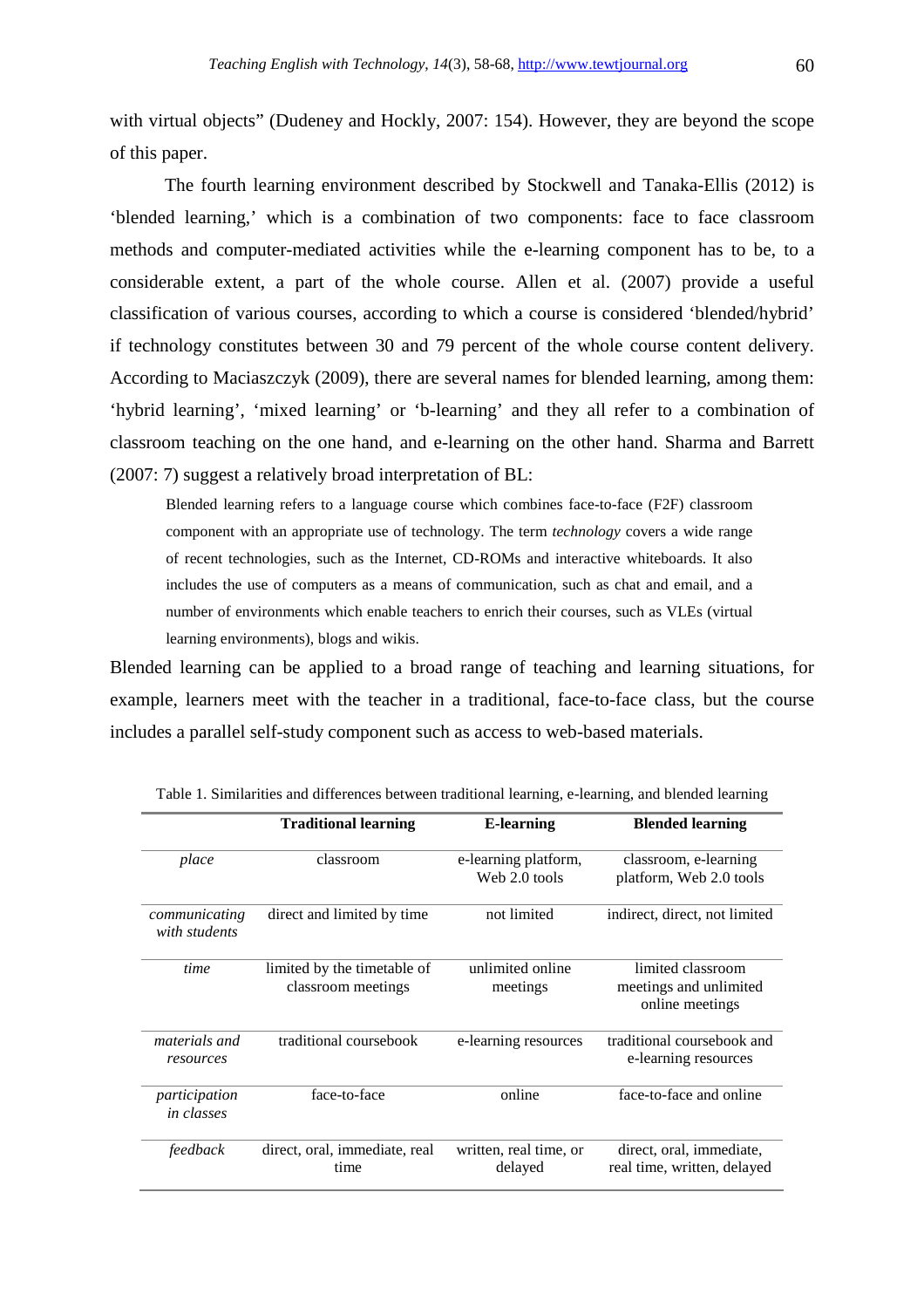with virtual objects" (Dudeney and Hockly, 2007: 154). However, they are beyond the scope of this paper.

The fourth learning environment described by Stockwell and Tanaka-Ellis (2012) is 'blended learning,' which is a combination of two components: face to face classroom methods and computer-mediated activities while the e-learning component has to be, to a considerable extent, a part of the whole course. Allen et al. (2007) provide a useful classification of various courses, according to which a course is considered 'blended/hybrid' if technology constitutes between 30 and 79 percent of the whole course content delivery. According to Maciaszczyk (2009), there are several names for blended learning, among them: 'hybrid learning', 'mixed learning' or 'b-learning' and they all refer to a combination of classroom teaching on the one hand, and e-learning on the other hand. Sharma and Barrett (2007: 7) suggest a relatively broad interpretation of BL:

> Blended learning refers to a language course which combines face-to-face (F2F) classroom component with an appropriate use of technology. The term *technology* covers a wide range of recent technologies, such as the Internet, CD-ROMs and interactive whiteboards. It also includes the use of computers as a means of communication, such as chat and email, and a number of environments which enable teachers to enrich their courses, such as VLEs (virtual learning environments), blogs and wikis.

Blended learning can be applied to a broad range of teaching and learning situations, for example, learners meet with the teacher in a traditional, face-to-face class, but the course includes a parallel self-study component such as access to web-based materials.

Table 1. Similarities and differences between traditional learning, e-learning, and blended learning

| | **Traditional learning** | **E-learning** | **Blended learning** |
|---|---|---|---|
| *place* | classroom | e-learning platform, Web 2.0 tools | classroom, e-learning platform, Web 2.0 tools |
| *communicating with students* | direct and limited by time | not limited | indirect, direct, not limited |
| *time* | limited by the timetable of classroom meetings | unlimited online meetings | limited classroom meetings and unlimited online meetings |
| *materials and resources* | traditional coursebook | e-learning resources | traditional coursebook and e-learning resources |
| *participation in classes* | face-to-face | online | face-to-face and online |
| *feedback* | direct, oral, immediate, real time | written, real time, or delayed | direct, oral, immediate, real time, written, delayed |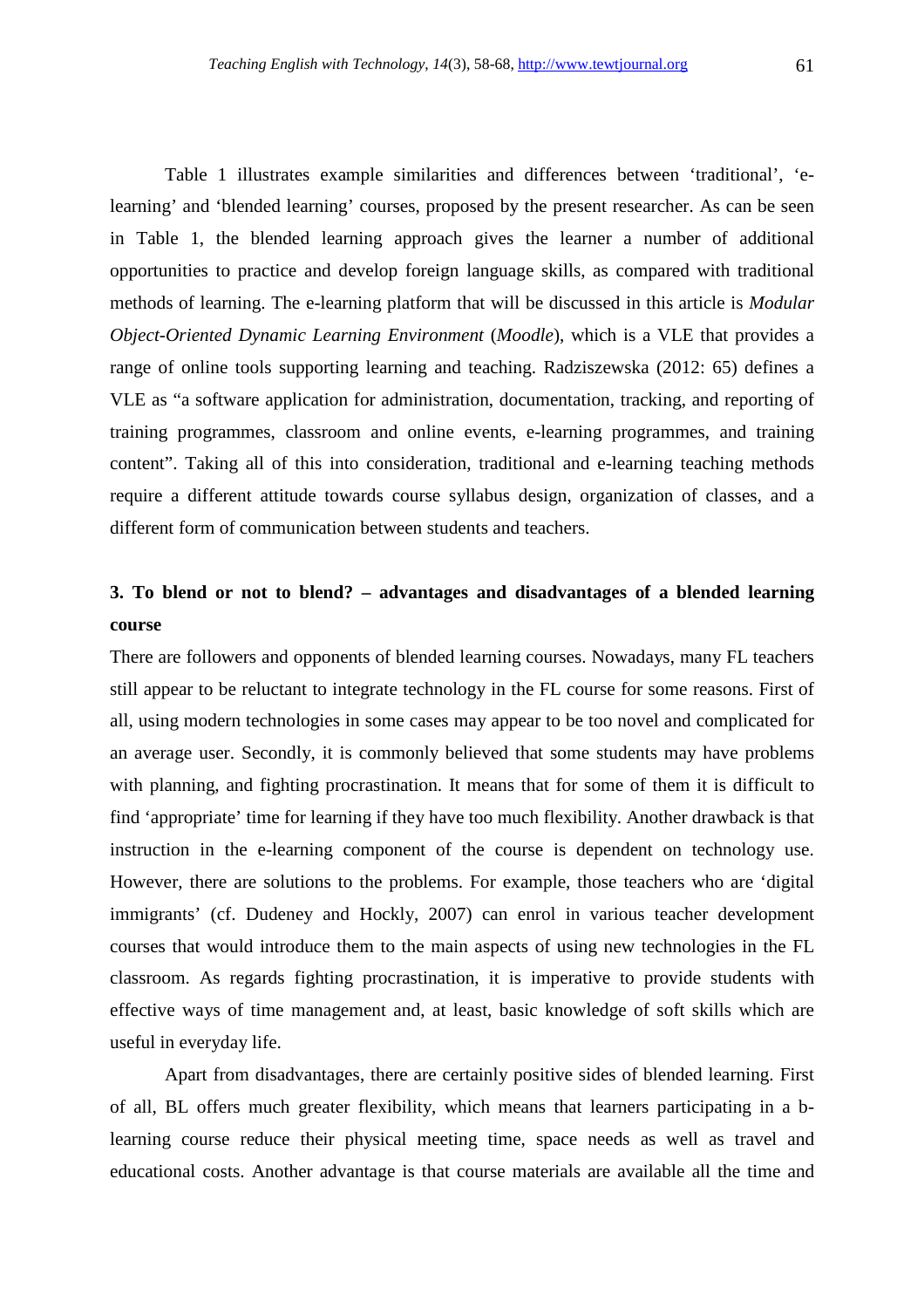Table 1 illustrates example similarities and differences between 'traditional', 'e-learning' and 'blended learning' courses, proposed by the present researcher. As can be seen in Table 1, the blended learning approach gives the learner a number of additional opportunities to practice and develop foreign language skills, as compared with traditional methods of learning. The e-learning platform that will be discussed in this article is *Modular Object-Oriented Dynamic Learning Environment* (*Moodle*), which is a VLE that provides a range of online tools supporting learning and teaching. Radziszewska (2012: 65) defines a VLE as "a software application for administration, documentation, tracking, and reporting of training programmes, classroom and online events, e-learning programmes, and training content". Taking all of this into consideration, traditional and e-learning teaching methods require a different attitude towards course syllabus design, organization of classes, and a different form of communication between students and teachers.

## 3. To blend or not to blend? – advantages and disadvantages of a blended learning course

There are followers and opponents of blended learning courses. Nowadays, many FL teachers still appear to be reluctant to integrate technology in the FL course for some reasons. First of all, using modern technologies in some cases may appear to be too novel and complicated for an average user. Secondly, it is commonly believed that some students may have problems with planning, and fighting procrastination. It means that for some of them it is difficult to find 'appropriate' time for learning if they have too much flexibility. Another drawback is that instruction in the e-learning component of the course is dependent on technology use. However, there are solutions to the problems. For example, those teachers who are 'digital immigrants' (cf. Dudeney and Hockly, 2007) can enrol in various teacher development courses that would introduce them to the main aspects of using new technologies in the FL classroom. As regards fighting procrastination, it is imperative to provide students with effective ways of time management and, at least, basic knowledge of soft skills which are useful in everyday life.

Apart from disadvantages, there are certainly positive sides of blended learning. First of all, BL offers much greater flexibility, which means that learners participating in a b-learning course reduce their physical meeting time, space needs as well as travel and educational costs. Another advantage is that course materials are available all the time and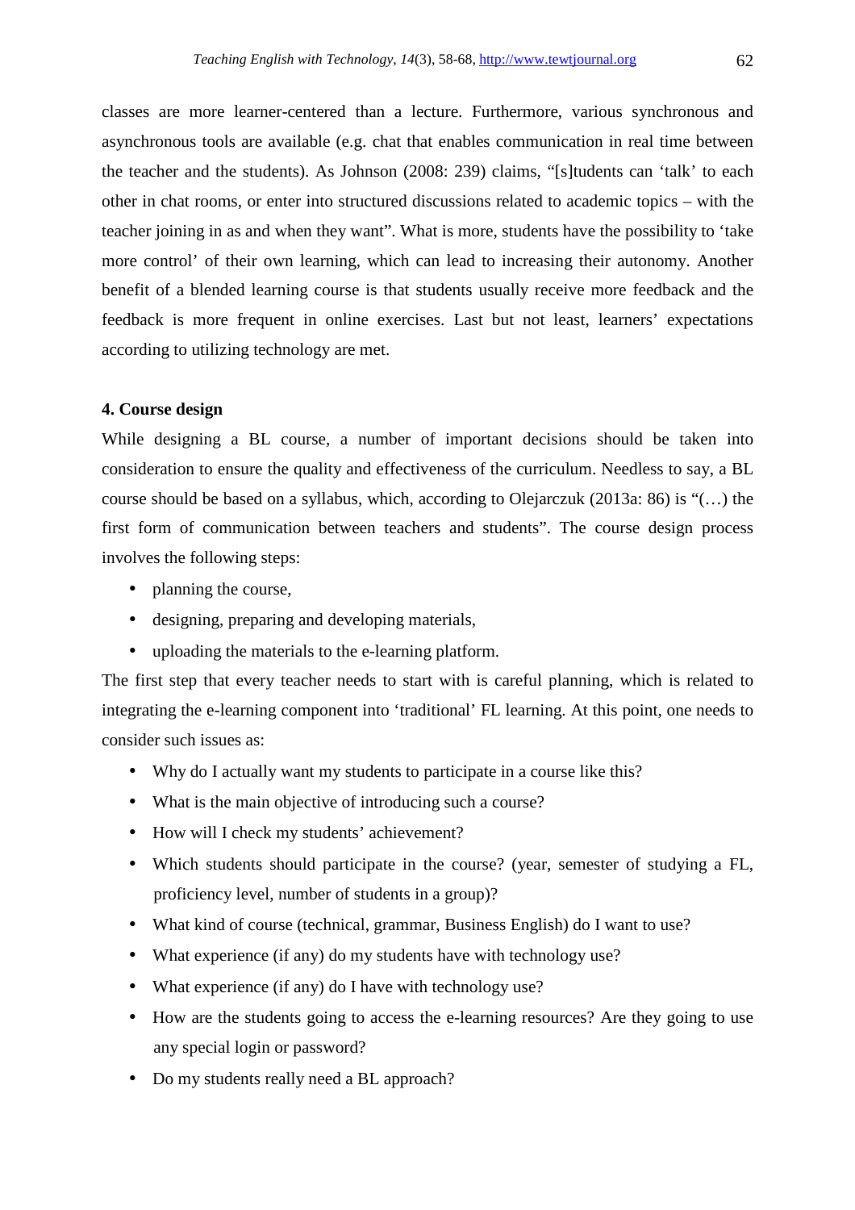classes are more learner-centered than a lecture. Furthermore, various synchronous and asynchronous tools are available (e.g. chat that enables communication in real time between the teacher and the students). As Johnson (2008: 239) claims, "[s]tudents can 'talk' to each other in chat rooms, or enter into structured discussions related to academic topics – with the teacher joining in as and when they want". What is more, students have the possibility to 'take more control' of their own learning, which can lead to increasing their autonomy. Another benefit of a blended learning course is that students usually receive more feedback and the feedback is more frequent in online exercises. Last but not least, learners' expectations according to utilizing technology are met.

## 4. Course design

While designing a BL course, a number of important decisions should be taken into consideration to ensure the quality and effectiveness of the curriculum. Needless to say, a BL course should be based on a syllabus, which, according to Olejarczuk (2013a: 86) is "(…) the first form of communication between teachers and students". The course design process involves the following steps:

- planning the course,
- designing, preparing and developing materials,
- uploading the materials to the e-learning platform.

The first step that every teacher needs to start with is careful planning, which is related to integrating the e-learning component into 'traditional' FL learning. At this point, one needs to consider such issues as:

- Why do I actually want my students to participate in a course like this?
- What is the main objective of introducing such a course?
- How will I check my students' achievement?
- Which students should participate in the course? (year, semester of studying a FL, proficiency level, number of students in a group)?
- What kind of course (technical, grammar, Business English) do I want to use?
- What experience (if any) do my students have with technology use?
- What experience (if any) do I have with technology use?
- How are the students going to access the e-learning resources? Are they going to use any special login or password?
- Do my students really need a BL approach?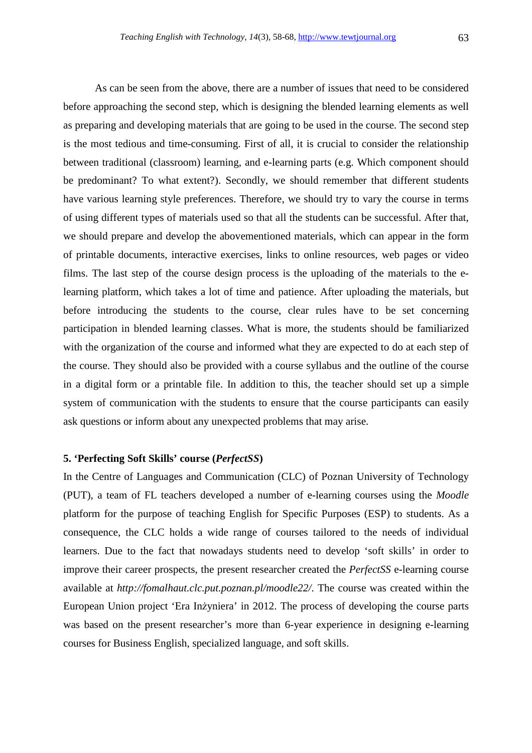As can be seen from the above, there are a number of issues that need to be considered before approaching the second step, which is designing the blended learning elements as well as preparing and developing materials that are going to be used in the course. The second step is the most tedious and time-consuming. First of all, it is crucial to consider the relationship between traditional (classroom) learning, and e-learning parts (e.g. Which component should be predominant? To what extent?). Secondly, we should remember that different students have various learning style preferences. Therefore, we should try to vary the course in terms of using different types of materials used so that all the students can be successful. After that, we should prepare and develop the abovementioned materials, which can appear in the form of printable documents, interactive exercises, links to online resources, web pages or video films. The last step of the course design process is the uploading of the materials to the e-learning platform, which takes a lot of time and patience. After uploading the materials, but before introducing the students to the course, clear rules have to be set concerning participation in blended learning classes. What is more, the students should be familiarized with the organization of the course and informed what they are expected to do at each step of the course. They should also be provided with a course syllabus and the outline of the course in a digital form or a printable file. In addition to this, the teacher should set up a simple system of communication with the students to ensure that the course participants can easily ask questions or inform about any unexpected problems that may arise.

## 5. 'Perfecting Soft Skills' course (*PerfectSS*)

In the Centre of Languages and Communication (CLC) of Poznan University of Technology (PUT), a team of FL teachers developed a number of e-learning courses using the *Moodle* platform for the purpose of teaching English for Specific Purposes (ESP) to students. As a consequence, the CLC holds a wide range of courses tailored to the needs of individual learners. Due to the fact that nowadays students need to develop 'soft skills' in order to improve their career prospects, the present researcher created the *PerfectSS* e-learning course available at *http://fomalhaut.clc.put.poznan.pl/moodle22/*. The course was created within the European Union project 'Era Inżyniera' in 2012. The process of developing the course parts was based on the present researcher's more than 6-year experience in designing e-learning courses for Business English, specialized language, and soft skills.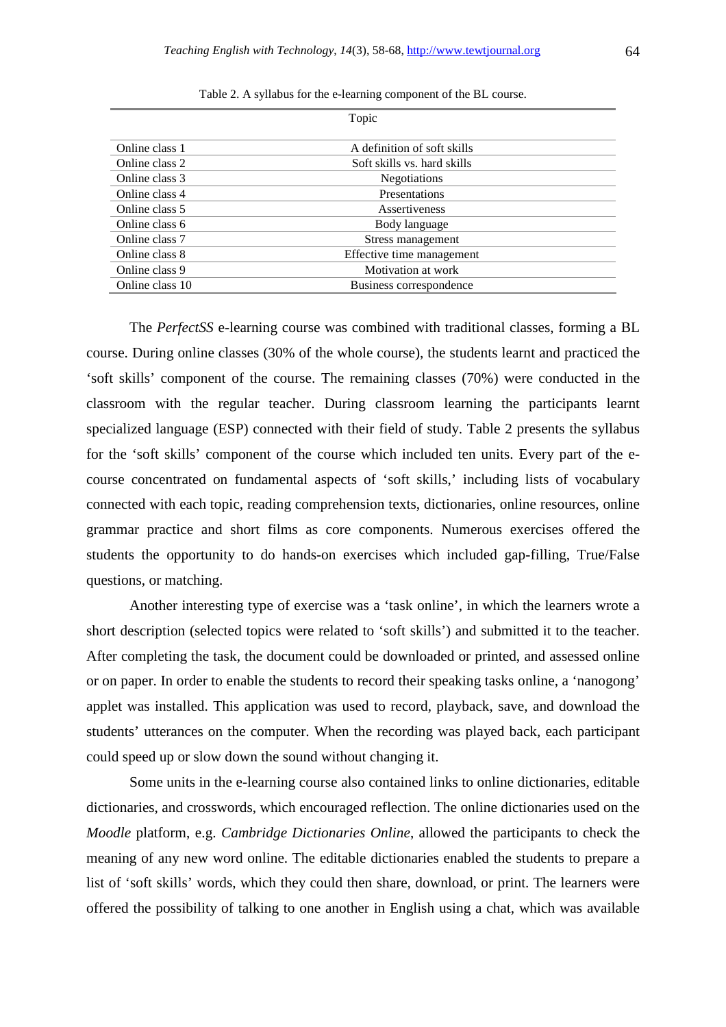Table 2. A syllabus for the e-learning component of the BL course.

| | Topic |
|---|---|
| Online class 1 | A definition of soft skills |
| Online class 2 | Soft skills vs. hard skills |
| Online class 3 | Negotiations |
| Online class 4 | Presentations |
| Online class 5 | Assertiveness |
| Online class 6 | Body language |
| Online class 7 | Stress management |
| Online class 8 | Effective time management |
| Online class 9 | Motivation at work |
| Online class 10 | Business correspondence |

The *PerfectSS* e-learning course was combined with traditional classes, forming a BL course. During online classes (30% of the whole course), the students learnt and practiced the 'soft skills' component of the course. The remaining classes (70%) were conducted in the classroom with the regular teacher. During classroom learning the participants learnt specialized language (ESP) connected with their field of study. Table 2 presents the syllabus for the 'soft skills' component of the course which included ten units. Every part of the e-course concentrated on fundamental aspects of 'soft skills,' including lists of vocabulary connected with each topic, reading comprehension texts, dictionaries, online resources, online grammar practice and short films as core components. Numerous exercises offered the students the opportunity to do hands-on exercises which included gap-filling, True/False questions, or matching.

Another interesting type of exercise was a 'task online', in which the learners wrote a short description (selected topics were related to 'soft skills') and submitted it to the teacher. After completing the task, the document could be downloaded or printed, and assessed online or on paper. In order to enable the students to record their speaking tasks online, a 'nanogong' applet was installed. This application was used to record, playback, save, and download the students' utterances on the computer. When the recording was played back, each participant could speed up or slow down the sound without changing it.

Some units in the e-learning course also contained links to online dictionaries, editable dictionaries, and crosswords, which encouraged reflection. The online dictionaries used on the *Moodle* platform, e.g. *Cambridge Dictionaries Online*, allowed the participants to check the meaning of any new word online. The editable dictionaries enabled the students to prepare a list of 'soft skills' words, which they could then share, download, or print. The learners were offered the possibility of talking to one another in English using a chat, which was available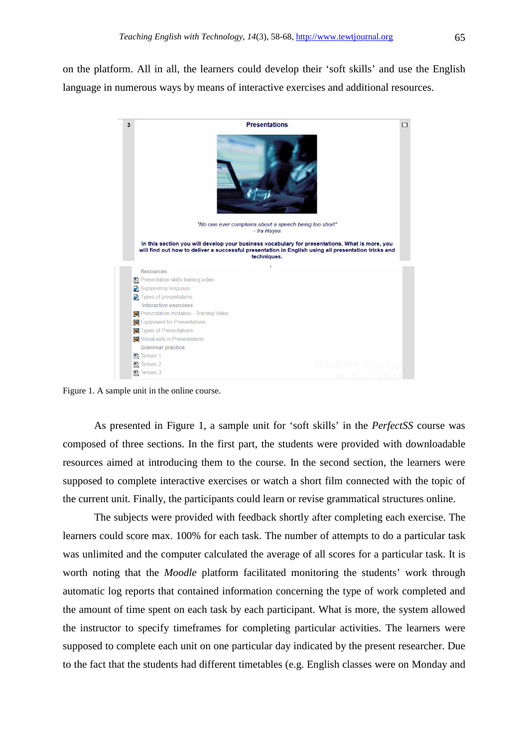on the platform. All in all, the learners could develop their 'soft skills' and use the English language in numerous ways by means of interactive exercises and additional resources.

Figure 1. A sample unit in the online course.

As presented in Figure 1, a sample unit for 'soft skills' in the *PerfectSS* course was composed of three sections. In the first part, the students were provided with downloadable resources aimed at introducing them to the course. In the second section, the learners were supposed to complete interactive exercises or watch a short film connected with the topic of the current unit. Finally, the participants could learn or revise grammatical structures online.

The subjects were provided with feedback shortly after completing each exercise. The learners could score max. 100% for each task. The number of attempts to do a particular task was unlimited and the computer calculated the average of all scores for a particular task. It is worth noting that the *Moodle* platform facilitated monitoring the students' work through automatic log reports that contained information concerning the type of work completed and the amount of time spent on each task by each participant. What is more, the system allowed the instructor to specify timeframes for completing particular activities. The learners were supposed to complete each unit on one particular day indicated by the present researcher. Due to the fact that the students had different timetables (e.g. English classes were on Monday and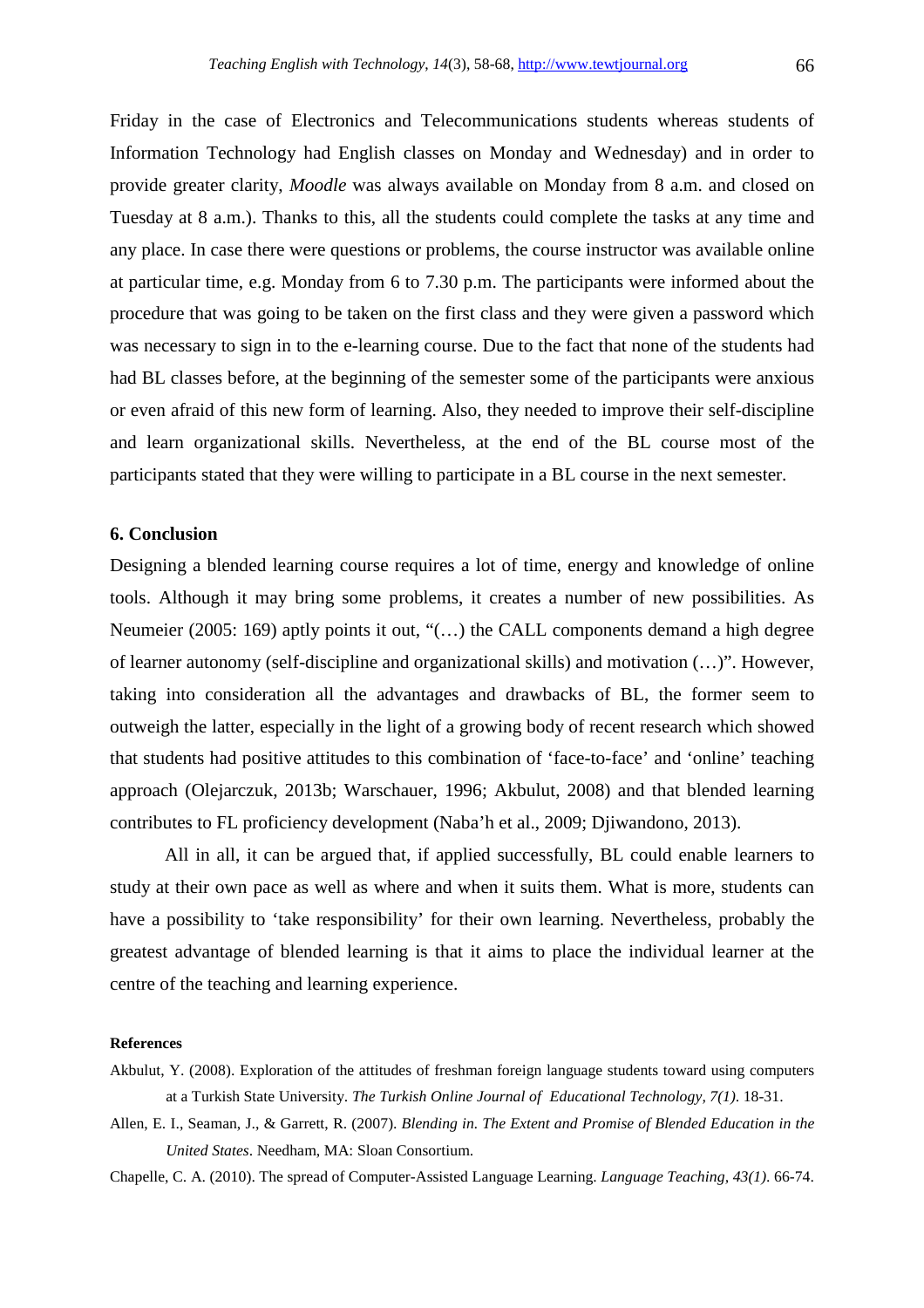Friday in the case of Electronics and Telecommunications students whereas students of Information Technology had English classes on Monday and Wednesday) and in order to provide greater clarity, *Moodle* was always available on Monday from 8 a.m. and closed on Tuesday at 8 a.m.). Thanks to this, all the students could complete the tasks at any time and any place. In case there were questions or problems, the course instructor was available online at particular time, e.g. Monday from 6 to 7.30 p.m. The participants were informed about the procedure that was going to be taken on the first class and they were given a password which was necessary to sign in to the e-learning course. Due to the fact that none of the students had had BL classes before, at the beginning of the semester some of the participants were anxious or even afraid of this new form of learning. Also, they needed to improve their self-discipline and learn organizational skills. Nevertheless, at the end of the BL course most of the participants stated that they were willing to participate in a BL course in the next semester.

## 6. Conclusion

Designing a blended learning course requires a lot of time, energy and knowledge of online tools. Although it may bring some problems, it creates a number of new possibilities. As Neumeier (2005: 169) aptly points it out, "(…) the CALL components demand a high degree of learner autonomy (self-discipline and organizational skills) and motivation (…)". However, taking into consideration all the advantages and drawbacks of BL, the former seem to outweigh the latter, especially in the light of a growing body of recent research which showed that students had positive attitudes to this combination of 'face-to-face' and 'online' teaching approach (Olejarczuk, 2013b; Warschauer, 1996; Akbulut, 2008) and that blended learning contributes to FL proficiency development (Naba'h et al., 2009; Djiwandono, 2013).

All in all, it can be argued that, if applied successfully, BL could enable learners to study at their own pace as well as where and when it suits them. What is more, students can have a possibility to 'take responsibility' for their own learning. Nevertheless, probably the greatest advantage of blended learning is that it aims to place the individual learner at the centre of the teaching and learning experience.

**References**

Akbulut, Y. (2008). Exploration of the attitudes of freshman foreign language students toward using computers at a Turkish State University. *The Turkish Online Journal of Educational Technology, 7(1)*. 18-31.

Allen, E. I., Seaman, J., & Garrett, R. (2007). *Blending in. The Extent and Promise of Blended Education in the United States*. Needham, MA: Sloan Consortium.

Chapelle, C. A. (2010). The spread of Computer-Assisted Language Learning. *Language Teaching, 43(1)*. 66-74.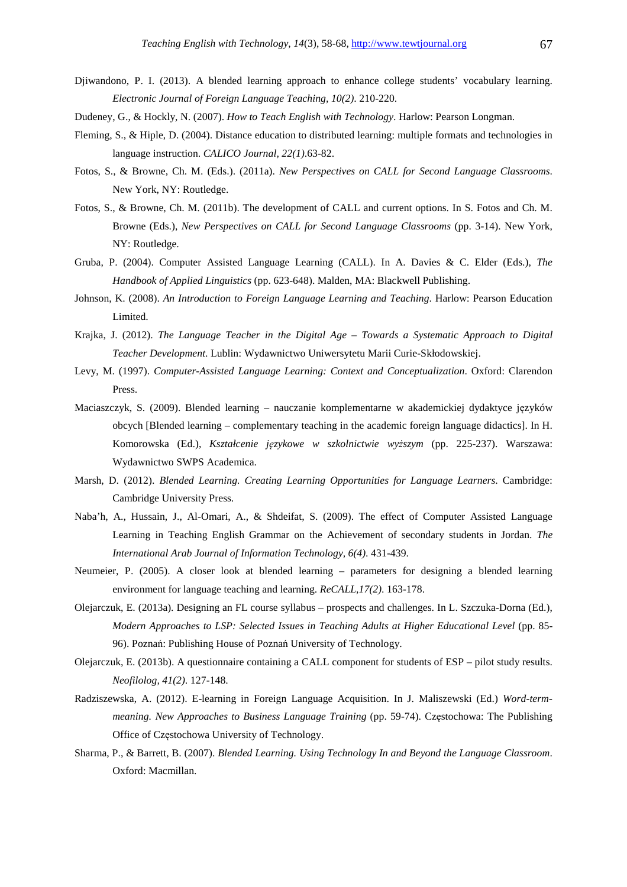Djiwandono, P. I. (2013). A blended learning approach to enhance college students' vocabulary learning. *Electronic Journal of Foreign Language Teaching, 10(2)*. 210-220.

Dudeney, G., & Hockly, N. (2007). *How to Teach English with Technology*. Harlow: Pearson Longman.

Fleming, S., & Hiple, D. (2004). Distance education to distributed learning: multiple formats and technologies in language instruction. *CALICO Journal, 22(1)*.63-82.

Fotos, S., & Browne, Ch. M. (Eds.). (2011a). *New Perspectives on CALL for Second Language Classrooms*. New York, NY: Routledge.

Fotos, S., & Browne, Ch. M. (2011b). The development of CALL and current options. In S. Fotos and Ch. M. Browne (Eds.), *New Perspectives on CALL for Second Language Classrooms* (pp. 3-14). New York, NY: Routledge.

Gruba, P. (2004). Computer Assisted Language Learning (CALL). In A. Davies & C. Elder (Eds.), *The Handbook of Applied Linguistics* (pp. 623-648). Malden, MA: Blackwell Publishing.

Johnson, K. (2008). *An Introduction to Foreign Language Learning and Teaching*. Harlow: Pearson Education Limited.

Krajka, J. (2012). *The Language Teacher in the Digital Age – Towards a Systematic Approach to Digital Teacher Development*. Lublin: Wydawnictwo Uniwersytetu Marii Curie-Skłodowskiej.

Levy, M. (1997). *Computer-Assisted Language Learning: Context and Conceptualization*. Oxford: Clarendon Press.

Maciaszczyk, S. (2009). Blended learning – nauczanie komplementarne w akademickiej dydaktyce języków obcych [Blended learning – complementary teaching in the academic foreign language didactics]. In H. Komorowska (Ed.), *Kształcenie językowe w szkolnictwie wyższym* (pp. 225-237). Warszawa: Wydawnictwo SWPS Academica.

Marsh, D. (2012). *Blended Learning. Creating Learning Opportunities for Language Learners*. Cambridge: Cambridge University Press.

Naba'h, A., Hussain, J., Al-Omari, A., & Shdeifat, S. (2009). The effect of Computer Assisted Language Learning in Teaching English Grammar on the Achievement of secondary students in Jordan. *The International Arab Journal of Information Technology, 6(4)*. 431-439.

Neumeier, P. (2005). A closer look at blended learning – parameters for designing a blended learning environment for language teaching and learning. *ReCALL,17(2)*. 163-178.

Olejarczuk, E. (2013a). Designing an FL course syllabus – prospects and challenges. In L. Szczuka-Dorna (Ed.), *Modern Approaches to LSP: Selected Issues in Teaching Adults at Higher Educational Level* (pp. 85-96). Poznań: Publishing House of Poznań University of Technology.

Olejarczuk, E. (2013b). A questionnaire containing a CALL component for students of ESP – pilot study results. *Neofilolog, 41(2)*. 127-148.

Radziszewska, A. (2012). E-learning in Foreign Language Acquisition. In J. Maliszewski (Ed.) *Word-term-meaning. New Approaches to Business Language Training* (pp. 59-74). Częstochowa: The Publishing Office of Częstochowa University of Technology.

Sharma, P., & Barrett, B. (2007). *Blended Learning. Using Technology In and Beyond the Language Classroom*. Oxford: Macmillan.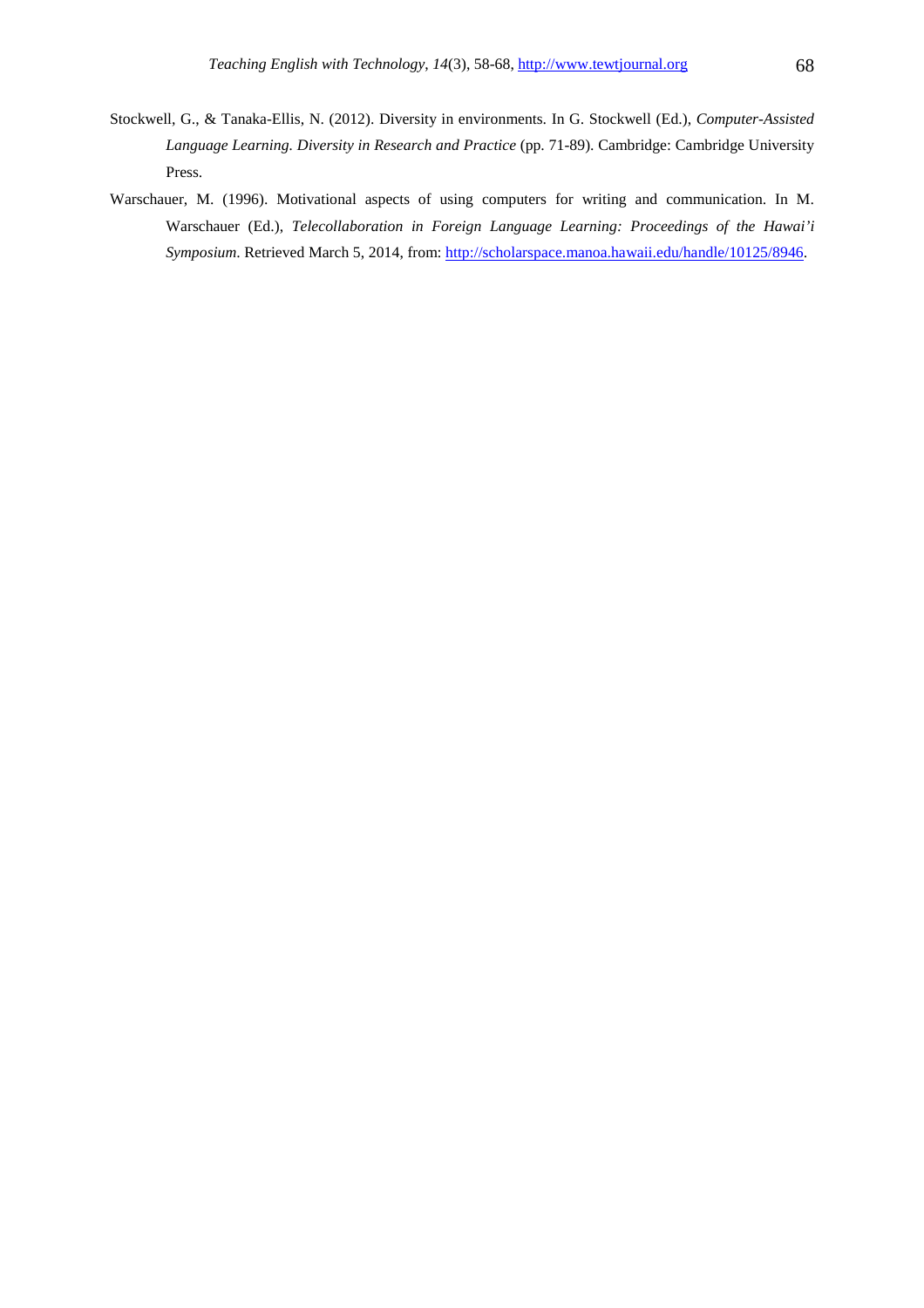Stockwell, G., & Tanaka-Ellis, N. (2012). Diversity in environments. In G. Stockwell (Ed.), *Computer-Assisted Language Learning. Diversity in Research and Practice* (pp. 71-89). Cambridge: Cambridge University Press.

Warschauer, M. (1996). Motivational aspects of using computers for writing and communication. In M. Warschauer (Ed.), *Telecollaboration in Foreign Language Learning: Proceedings of the Hawai'i Symposium*. Retrieved March 5, 2014, from: http://scholarspace.manoa.hawaii.edu/handle/10125/8946.